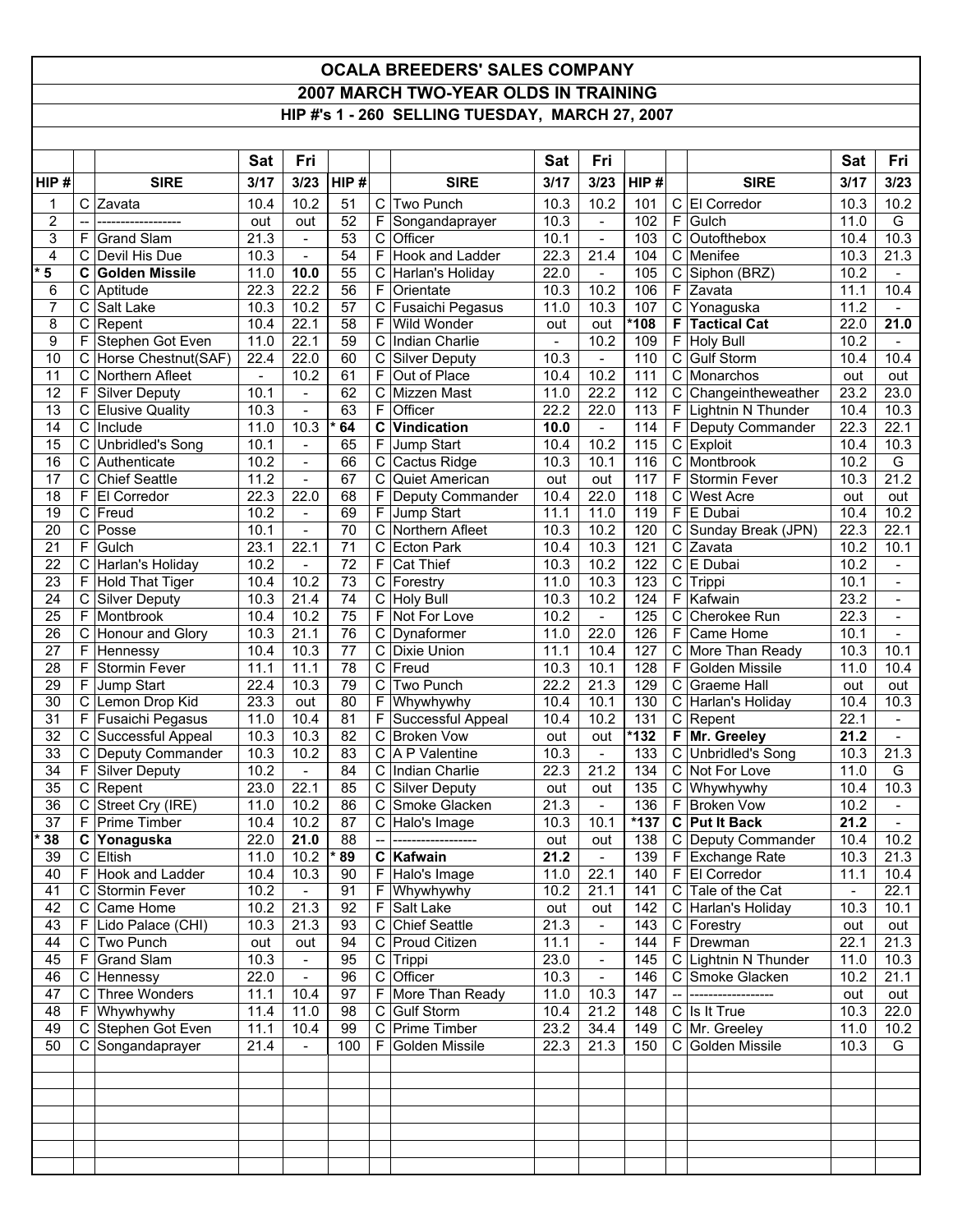# OCALA BREEDERS' SALES COMPANY

## 2007 MARCH TWO-YEAR OLDS IN TRAINING

### HIP #'s 1 - 260 SELLING TUESDAY, MARCH 27, 2007

| HIP # | | SIRE | Sat 3/17 | Fri 3/23 | HIP # | | SIRE | Sat 3/17 | Fri 3/23 | HIP # | | SIRE | Sat 3/17 | Fri 3/23 |
|---|---|---|---|---|---|---|---|---|---|---|---|---|---|---|
| 1 | C | Zavata | 10.4 | 10.2 | 51 | C | Two Punch | 10.3 | 10.2 | 101 | C | El Corredor | 10.3 | 10.2 |
| 2 | -- | ------------------ | out | out | 52 | F | Songandaprayer | 10.3 | - | 102 | F | Gulch | 11.0 | G |
| 3 | F | Grand Slam | 21.3 | - | 53 | C | Officer | 10.1 | - | 103 | C | Outofthebox | 10.4 | 10.3 |
| 4 | C | Devil His Due | 10.3 | - | 54 | F | Hook and Ladder | 22.3 | 21.4 | 104 | C | Menifee | 10.3 | 21.3 |
| **\* 5** | **C** | **Golden Missile** | 11.0 | **10.0** | 55 | C | Harlan's Holiday | 22.0 | - | 105 | C | Siphon (BRZ) | 10.2 | - |
| 6 | C | Aptitude | 22.3 | 22.2 | 56 | F | Orientate | 10.3 | 10.2 | 106 | F | Zavata | 11.1 | 10.4 |
| 7 | C | Salt Lake | 10.3 | 10.2 | 57 | C | Fusaichi Pegasus | 11.0 | 10.3 | 107 | C | Yonaguska | 11.2 | - |
| 8 | C | Repent | 10.4 | 22.1 | 58 | F | Wild Wonder | out | out | **\*108** | **F** | **Tactical Cat** | 22.0 | **21.0** |
| 9 | F | Stephen Got Even | 11.0 | 22.1 | 59 | C | Indian Charlie | - | 10.2 | 109 | F | Holy Bull | 10.2 | - |
| 10 | C | Horse Chestnut(SAF) | 22.4 | 22.0 | 60 | C | Silver Deputy | 10.3 | - | 110 | C | Gulf Storm | 10.4 | 10.4 |
| 11 | C | Northern Afleet | - | 10.2 | 61 | F | Out of Place | 10.4 | 10.2 | 111 | C | Monarchos | out | out |
| 12 | F | Silver Deputy | 10.1 | - | 62 | C | Mizzen Mast | 11.0 | 22.2 | 112 | C | Changeintheweather | 23.2 | 23.0 |
| 13 | C | Elusive Quality | 10.3 | - | 63 | F | Officer | 22.2 | 22.0 | 113 | F | Lightnin N Thunder | 10.4 | 10.3 |
| 14 | C | Include | 11.0 | 10.3 | **\* 64** | **C** | **Vindication** | **10.0** | - | 114 | F | Deputy Commander | 22.3 | 22.1 |
| 15 | C | Unbridled's Song | 10.1 | - | 65 | F | Jump Start | 10.4 | 10.2 | 115 | C | Exploit | 10.4 | 10.3 |
| 16 | C | Authenticate | 10.2 | - | 66 | C | Cactus Ridge | 10.3 | 10.1 | 116 | C | Montbrook | 10.2 | G |
| 17 | C | Chief Seattle | 11.2 | - | 67 | C | Quiet American | out | out | 117 | F | Stormin Fever | 10.3 | 21.2 |
| 18 | F | El Corredor | 22.3 | 22.0 | 68 | F | Deputy Commander | 10.4 | 22.0 | 118 | C | West Acre | out | out |
| 19 | C | Freud | 10.2 | - | 69 | F | Jump Start | 11.1 | 11.0 | 119 | F | E Dubai | 10.4 | 10.2 |
| 20 | C | Posse | 10.1 | - | 70 | C | Northern Afleet | 10.3 | 10.2 | 120 | C | Sunday Break (JPN) | 22.3 | 22.1 |
| 21 | F | Gulch | 23.1 | 22.1 | 71 | C | Ecton Park | 10.4 | 10.3 | 121 | C | Zavata | 10.2 | 10.1 |
| 22 | C | Harlan's Holiday | 10.2 | - | 72 | F | Cat Thief | 10.3 | 10.2 | 122 | C | E Dubai | 10.2 | - |
| 23 | F | Hold That Tiger | 10.4 | 10.2 | 73 | C | Forestry | 11.0 | 10.3 | 123 | C | Trippi | 10.1 | - |
| 24 | C | Silver Deputy | 10.3 | 21.4 | 74 | C | Holy Bull | 10.3 | 10.2 | 124 | F | Kafwain | 23.2 | - |
| 25 | F | Montbrook | 10.4 | 10.2 | 75 | F | Not For Love | 10.2 | - | 125 | C | Cherokee Run | 22.3 | - |
| 26 | C | Honour and Glory | 10.3 | 21.1 | 76 | C | Dynaformer | 11.0 | 22.0 | 126 | F | Came Home | 10.1 | - |
| 27 | F | Hennessy | 10.4 | 10.3 | 77 | C | Dixie Union | 11.1 | 10.4 | 127 | C | More Than Ready | 10.3 | 10.1 |
| 28 | F | Stormin Fever | 11.1 | 11.1 | 78 | C | Freud | 10.3 | 10.1 | 128 | F | Golden Missile | 11.0 | 10.4 |
| 29 | F | Jump Start | 22.4 | 10.3 | 79 | C | Two Punch | 22.2 | 21.3 | 129 | C | Graeme Hall | out | out |
| 30 | C | Lemon Drop Kid | 23.3 | out | 80 | F | Whywhywhy | 10.4 | 10.1 | 130 | C | Harlan's Holiday | 10.4 | 10.3 |
| 31 | F | Fusaichi Pegasus | 11.0 | 10.4 | 81 | F | Successful Appeal | 10.4 | 10.2 | 131 | C | Repent | 22.1 | - |
| 32 | C | Successful Appeal | 10.3 | 10.3 | 82 | C | Broken Vow | out | out | **\*132** | **F** | **Mr. Greeley** | **21.2** | - |
| 33 | C | Deputy Commander | 10.3 | 10.2 | 83 | C | A P Valentine | 10.3 | - | 133 | C | Unbridled's Song | 10.3 | 21.3 |
| 34 | F | Silver Deputy | 10.2 | - | 84 | C | Indian Charlie | 22.3 | 21.2 | 134 | C | Not For Love | 11.0 | G |
| 35 | C | Repent | 23.0 | 22.1 | 85 | C | Silver Deputy | out | out | 135 | C | Whywhywhy | 10.4 | 10.3 |
| 36 | C | Street Cry (IRE) | 11.0 | 10.2 | 86 | C | Smoke Glacken | 21.3 | - | 136 | F | Broken Vow | 10.2 | - |
| 37 | F | Prime Timber | 10.4 | 10.2 | 87 | C | Halo's Image | 10.3 | 10.1 | **\*137** | **C** | **Put It Back** | **21.2** | - |
| **\* 38** | **C** | **Yonaguska** | 22.0 | **21.0** | 88 | -- | ------------------ | out | out | 138 | C | Deputy Commander | 10.4 | 10.2 |
| 39 | C | Eltish | 11.0 | 10.2 | **\* 89** | **C** | **Kafwain** | **21.2** | - | 139 | F | Exchange Rate | 10.3 | 21.3 |
| 40 | F | Hook and Ladder | 10.4 | 10.3 | 90 | F | Halo's Image | 11.0 | 22.1 | 140 | F | El Corredor | 11.1 | 10.4 |
| 41 | C | Stormin Fever | 10.2 | - | 91 | F | Whywhywhy | 10.2 | 21.1 | 141 | C | Tale of the Cat | - | 22.1 |
| 42 | C | Came Home | 10.2 | 21.3 | 92 | F | Salt Lake | out | out | 142 | C | Harlan's Holiday | 10.3 | 10.1 |
| 43 | F | Lido Palace (CHI) | 10.3 | 21.3 | 93 | C | Chief Seattle | 21.3 | - | 143 | C | Forestry | out | out |
| 44 | C | Two Punch | out | out | 94 | C | Proud Citizen | 11.1 | - | 144 | F | Drewman | 22.1 | 21.3 |
| 45 | F | Grand Slam | 10.3 | - | 95 | C | Trippi | 23.0 | - | 145 | C | Lightnin N Thunder | 11.0 | 10.3 |
| 46 | C | Hennessy | 22.0 | - | 96 | C | Officer | 10.3 | - | 146 | C | Smoke Glacken | 10.2 | 21.1 |
| 47 | C | Three Wonders | 11.1 | 10.4 | 97 | F | More Than Ready | 11.0 | 10.3 | 147 | -- | ------------------ | out | out |
| 48 | F | Whywhywhy | 11.4 | 11.0 | 98 | C | Gulf Storm | 10.4 | 21.2 | 148 | C | Is It True | 10.3 | 22.0 |
| 49 | C | Stephen Got Even | 11.1 | 10.4 | 99 | C | Prime Timber | 23.2 | 34.4 | 149 | C | Mr. Greeley | 11.0 | 10.2 |
| 50 | C | Songandaprayer | 21.4 | - | 100 | F | Golden Missile | 22.3 | 21.3 | 150 | C | Golden Missile | 10.3 | G |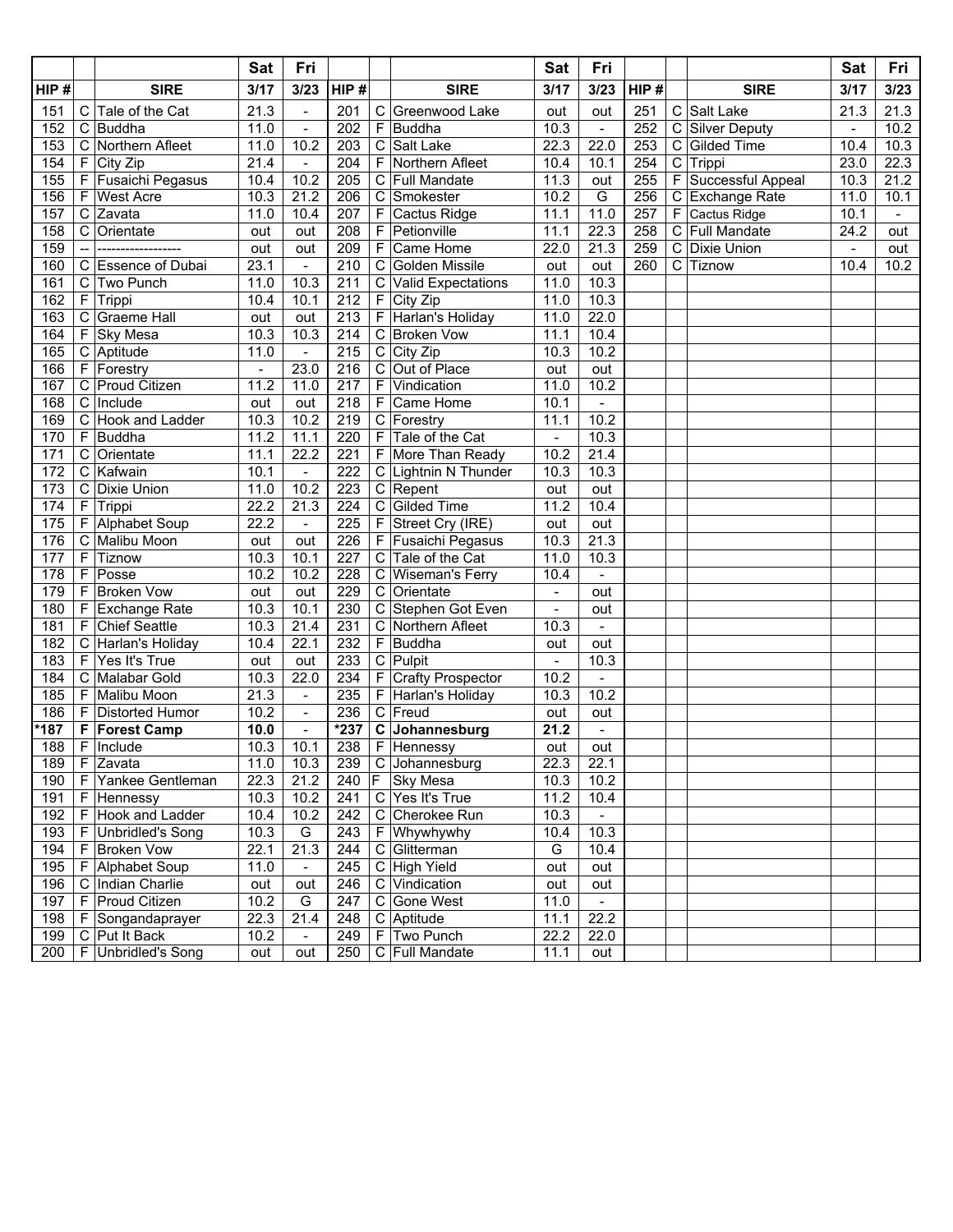| | | | Sat | Fri | | | | Sat | Fri | | | | Sat | Fri |
|---|---|---|---|---|---|---|---|---|---|---|---|---|---|---|
| HIP # | | SIRE | 3/17 | 3/23 | HIP # | | SIRE | 3/17 | 3/23 | HIP # | | SIRE | 3/17 | 3/23 |
| 151 | C | Tale of the Cat | 21.3 | - | 201 | C | Greenwood Lake | out | out | 251 | C | Salt Lake | 21.3 | 21.3 |
| 152 | C | Buddha | 11.0 | - | 202 | F | Buddha | 10.3 | - | 252 | C | Silver Deputy | - | 10.2 |
| 153 | C | Northern Afleet | 11.0 | 10.2 | 203 | C | Salt Lake | 22.3 | 22.0 | 253 | C | Gilded Time | 10.4 | 10.3 |
| 154 | F | City Zip | 21.4 | - | 204 | F | Northern Afleet | 10.4 | 10.1 | 254 | C | Trippi | 23.0 | 22.3 |
| 155 | F | Fusaichi Pegasus | 10.4 | 10.2 | 205 | C | Full Mandate | 11.3 | out | 255 | F | Successful Appeal | 10.3 | 21.2 |
| 156 | F | West Acre | 10.3 | 21.2 | 206 | C | Smokester | 10.2 | G | 256 | C | Exchange Rate | 11.0 | 10.1 |
| 157 | C | Zavata | 11.0 | 10.4 | 207 | F | Cactus Ridge | 11.1 | 11.0 | 257 | F | Cactus Ridge | 10.1 | - |
| 158 | C | Orientate | out | out | 208 | F | Petionville | 11.1 | 22.3 | 258 | C | Full Mandate | 24.2 | out |
| 159 | -- | ------------------ | out | out | 209 | F | Came Home | 22.0 | 21.3 | 259 | C | Dixie Union | - | out |
| 160 | C | Essence of Dubai | 23.1 | - | 210 | C | Golden Missile | out | out | 260 | C | Tiznow | 10.4 | 10.2 |
| 161 | C | Two Punch | 11.0 | 10.3 | 211 | C | Valid Expectations | 11.0 | 10.3 | | | | | |
| 162 | F | Trippi | 10.4 | 10.1 | 212 | F | City Zip | 11.0 | 10.3 | | | | | |
| 163 | C | Graeme Hall | out | out | 213 | F | Harlan's Holiday | 11.0 | 22.0 | | | | | |
| 164 | F | Sky Mesa | 10.3 | 10.3 | 214 | C | Broken Vow | 11.1 | 10.4 | | | | | |
| 165 | C | Aptitude | 11.0 | - | 215 | C | City Zip | 10.3 | 10.2 | | | | | |
| 166 | F | Forestry | - | 23.0 | 216 | C | Out of Place | out | out | | | | | |
| 167 | C | Proud Citizen | 11.2 | 11.0 | 217 | F | Vindication | 11.0 | 10.2 | | | | | |
| 168 | C | Include | out | out | 218 | F | Came Home | 10.1 | - | | | | | |
| 169 | C | Hook and Ladder | 10.3 | 10.2 | 219 | C | Forestry | 11.1 | 10.2 | | | | | |
| 170 | F | Buddha | 11.2 | 11.1 | 220 | F | Tale of the Cat | - | 10.3 | | | | | |
| 171 | C | Orientate | 11.1 | 22.2 | 221 | F | More Than Ready | 10.2 | 21.4 | | | | | |
| 172 | C | Kafwain | 10.1 | - | 222 | C | Lightnin N Thunder | 10.3 | 10.3 | | | | | |
| 173 | C | Dixie Union | 11.0 | 10.2 | 223 | C | Repent | out | out | | | | | |
| 174 | F | Trippi | 22.2 | 21.3 | 224 | C | Gilded Time | 11.2 | 10.4 | | | | | |
| 175 | F | Alphabet Soup | 22.2 | - | 225 | F | Street Cry (IRE) | out | out | | | | | |
| 176 | C | Malibu Moon | out | out | 226 | F | Fusaichi Pegasus | 10.3 | 21.3 | | | | | |
| 177 | F | Tiznow | 10.3 | 10.1 | 227 | C | Tale of the Cat | 11.0 | 10.3 | | | | | |
| 178 | F | Posse | 10.2 | 10.2 | 228 | C | Wiseman's Ferry | 10.4 | - | | | | | |
| 179 | F | Broken Vow | out | out | 229 | C | Orientate | - | out | | | | | |
| 180 | F | Exchange Rate | 10.3 | 10.1 | 230 | C | Stephen Got Even | - | out | | | | | |
| 181 | F | Chief Seattle | 10.3 | 21.4 | 231 | C | Northern Afleet | 10.3 | - | | | | | |
| 182 | C | Harlan's Holiday | 10.4 | 22.1 | 232 | F | Buddha | out | out | | | | | |
| 183 | F | Yes It's True | out | out | 233 | C | Pulpit | - | 10.3 | | | | | |
| 184 | C | Malabar Gold | 10.3 | 22.0 | 234 | F | Crafty Prospector | 10.2 | - | | | | | |
| 185 | F | Malibu Moon | 21.3 | - | 235 | F | Harlan's Holiday | 10.3 | 10.2 | | | | | |
| 186 | F | Distorted Humor | 10.2 | - | 236 | C | Freud | out | out | | | | | |
| **\*187** | **F** | **Forest Camp** | **10.0** | - | **\*237** | **C** | **Johannesburg** | **21.2** | - | | | | | |
| 188 | F | Include | 10.3 | 10.1 | 238 | F | Hennessy | out | out | | | | | |
| 189 | F | Zavata | 11.0 | 10.3 | 239 | C | Johannesburg | 22.3 | 22.1 | | | | | |
| 190 | F | Yankee Gentleman | 22.3 | 21.2 | 240 | F | Sky Mesa | 10.3 | 10.2 | | | | | |
| 191 | F | Hennessy | 10.3 | 10.2 | 241 | C | Yes It's True | 11.2 | 10.4 | | | | | |
| 192 | F | Hook and Ladder | 10.4 | 10.2 | 242 | C | Cherokee Run | 10.3 | - | | | | | |
| 193 | F | Unbridled's Song | 10.3 | G | 243 | F | Whywhywhy | 10.4 | 10.3 | | | | | |
| 194 | F | Broken Vow | 22.1 | 21.3 | 244 | C | Glitterman | G | 10.4 | | | | | |
| 195 | F | Alphabet Soup | 11.0 | - | 245 | C | High Yield | out | out | | | | | |
| 196 | C | Indian Charlie | out | out | 246 | C | Vindication | out | out | | | | | |
| 197 | F | Proud Citizen | 10.2 | G | 247 | C | Gone West | 11.0 | - | | | | | |
| 198 | F | Songandaprayer | 22.3 | 21.4 | 248 | C | Aptitude | 11.1 | 22.2 | | | | | |
| 199 | C | Put It Back | 10.2 | - | 249 | F | Two Punch | 22.2 | 22.0 | | | | | |
| 200 | F | Unbridled's Song | out | out | 250 | C | Full Mandate | 11.1 | out | | | | | |